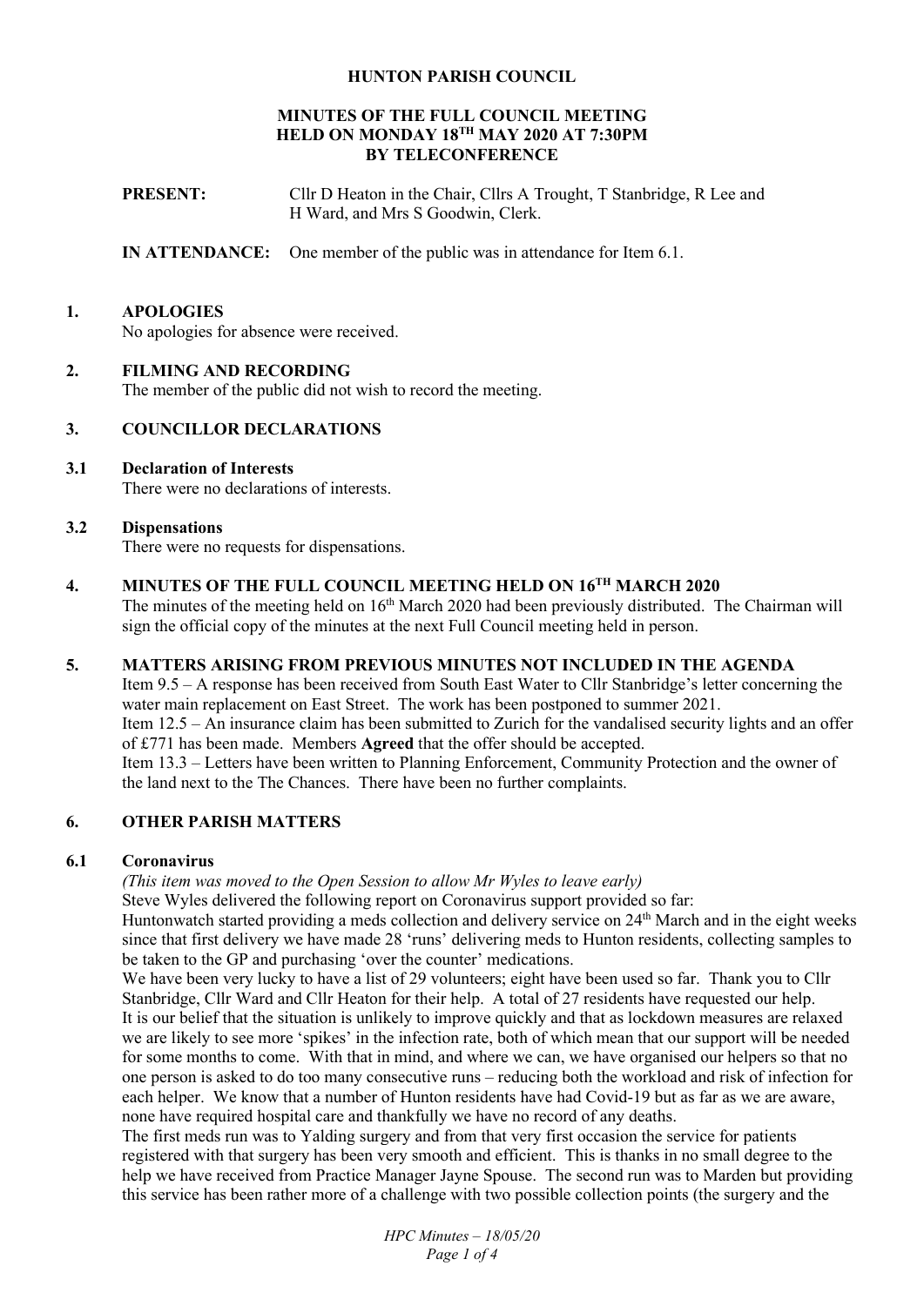# HUNTON PARISH COUNCIL

## MINUTES OF THE FULL COUNCIL MEETING HELD ON MONDAY 18TH MAY 2020 AT 7:30PM BY TELECONFERENCE

**PRESENT:** Cllr D Heaton in the Chair, Cllrs A Trought, T Stanbridge, R Lee and H Ward, and Mrs S Goodwin, Clerk.

**IN ATTENDANCE:** One member of the public was in attendance for Item 6.1.

### 1. APOLOGIES

No apologies for absence were received.

### 2. FILMING AND RECORDING

The member of the public did not wish to record the meeting.

### 3. COUNCILLOR DECLARATIONS

#### 3.1 Declaration of Interests

There were no declarations of interests.

#### 3.2 Dispensations

There were no requests for dispensations.

### 4. MINUTES OF THE FULL COUNCIL MEETING HELD ON 16TH MARCH 2020

The minutes of the meeting held on 16th March 2020 had been previously distributed. The Chairman will sign the official copy of the minutes at the next Full Council meeting held in person.

### 5. MATTERS ARISING FROM PREVIOUS MINUTES NOT INCLUDED IN THE AGENDA

Item 9.5 – A response has been received from South East Water to Cllr Stanbridge's letter concerning the water main replacement on East Street. The work has been postponed to summer 2021.

Item 12.5 – An insurance claim has been submitted to Zurich for the vandalised security lights and an offer of £771 has been made. Members **Agreed** that the offer should be accepted.

Item 13.3 – Letters have been written to Planning Enforcement, Community Protection and the owner of the land next to the The Chances. There have been no further complaints.

### 6. OTHER PARISH MATTERS

#### 6.1 Coronavirus

*(This item was moved to the Open Session to allow Mr Wyles to leave early)*

Steve Wyles delivered the following report on Coronavirus support provided so far:

Huntonwatch started providing a meds collection and delivery service on 24th March and in the eight weeks since that first delivery we have made 28 'runs' delivering meds to Hunton residents, collecting samples to be taken to the GP and purchasing 'over the counter' medications.

We have been very lucky to have a list of 29 volunteers; eight have been used so far. Thank you to Cllr Stanbridge, Cllr Ward and Cllr Heaton for their help. A total of 27 residents have requested our help.

It is our belief that the situation is unlikely to improve quickly and that as lockdown measures are relaxed we are likely to see more 'spikes' in the infection rate, both of which mean that our support will be needed for some months to come. With that in mind, and where we can, we have organised our helpers so that no one person is asked to do too many consecutive runs – reducing both the workload and risk of infection for each helper. We know that a number of Hunton residents have had Covid-19 but as far as we are aware, none have required hospital care and thankfully we have no record of any deaths.

The first meds run was to Yalding surgery and from that very first occasion the service for patients registered with that surgery has been very smooth and efficient. This is thanks in no small degree to the help we have received from Practice Manager Jayne Spouse. The second run was to Marden but providing this service has been rather more of a challenge with two possible collection points (the surgery and the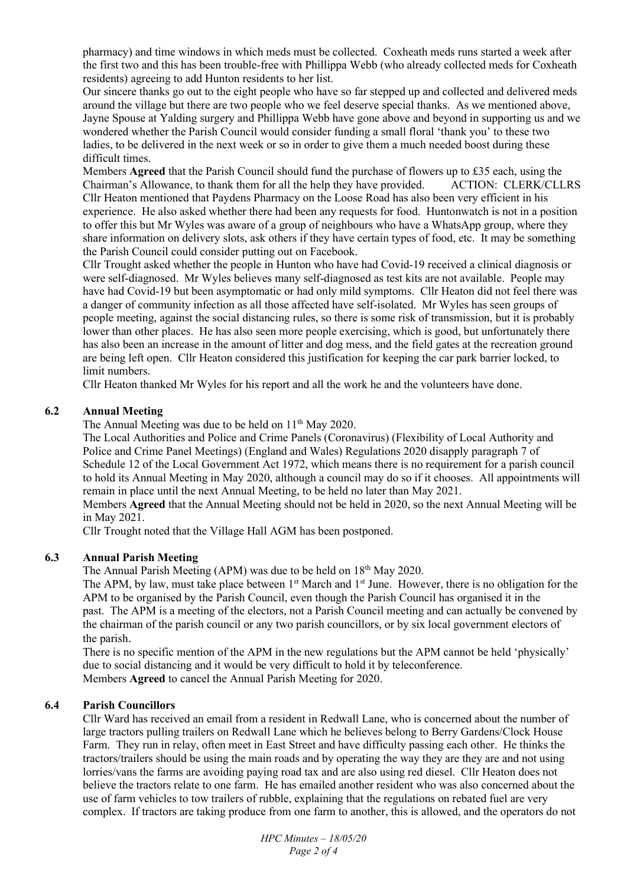pharmacy) and time windows in which meds must be collected. Coxheath meds runs started a week after the first two and this has been trouble-free with Phillippa Webb (who already collected meds for Coxheath residents) agreeing to add Hunton residents to her list.

Our sincere thanks go out to the eight people who have so far stepped up and collected and delivered meds around the village but there are two people who we feel deserve special thanks. As we mentioned above, Jayne Spouse at Yalding surgery and Phillippa Webb have gone above and beyond in supporting us and we wondered whether the Parish Council would consider funding a small floral 'thank you' to these two ladies, to be delivered in the next week or so in order to give them a much needed boost during these difficult times.

Members **Agreed** that the Parish Council should fund the purchase of flowers up to £35 each, using the Chairman's Allowance, to thank them for all the help they have provided. ACTION: CLERK/CLLRS

Cllr Heaton mentioned that Paydens Pharmacy on the Loose Road has also been very efficient in his experience. He also asked whether there had been any requests for food. Huntonwatch is not in a position to offer this but Mr Wyles was aware of a group of neighbours who have a WhatsApp group, where they share information on delivery slots, ask others if they have certain types of food, etc. It may be something the Parish Council could consider putting out on Facebook.

Cllr Trought asked whether the people in Hunton who have had Covid-19 received a clinical diagnosis or were self-diagnosed. Mr Wyles believes many self-diagnosed as test kits are not available. People may have had Covid-19 but been asymptomatic or had only mild symptoms. Cllr Heaton did not feel there was a danger of community infection as all those affected have self-isolated. Mr Wyles has seen groups of people meeting, against the social distancing rules, so there is some risk of transmission, but it is probably lower than other places. He has also seen more people exercising, which is good, but unfortunately there has also been an increase in the amount of litter and dog mess, and the field gates at the recreation ground are being left open. Cllr Heaton considered this justification for keeping the car park barrier locked, to limit numbers.

Cllr Heaton thanked Mr Wyles for his report and all the work he and the volunteers have done.

### 6.2 Annual Meeting

The Annual Meeting was due to be held on 11th May 2020.

The Local Authorities and Police and Crime Panels (Coronavirus) (Flexibility of Local Authority and Police and Crime Panel Meetings) (England and Wales) Regulations 2020 disapply paragraph 7 of Schedule 12 of the Local Government Act 1972, which means there is no requirement for a parish council to hold its Annual Meeting in May 2020, although a council may do so if it chooses. All appointments will remain in place until the next Annual Meeting, to be held no later than May 2021.

Members **Agreed** that the Annual Meeting should not be held in 2020, so the next Annual Meeting will be in May 2021.

Cllr Trought noted that the Village Hall AGM has been postponed.

### 6.3 Annual Parish Meeting

The Annual Parish Meeting (APM) was due to be held on 18th May 2020.

The APM, by law, must take place between 1st March and 1st June. However, there is no obligation for the APM to be organised by the Parish Council, even though the Parish Council has organised it in the past. The APM is a meeting of the electors, not a Parish Council meeting and can actually be convened by the chairman of the parish council or any two parish councillors, or by six local government electors of the parish.

There is no specific mention of the APM in the new regulations but the APM cannot be held 'physically' due to social distancing and it would be very difficult to hold it by teleconference.

Members **Agreed** to cancel the Annual Parish Meeting for 2020.

### 6.4 Parish Councillors

Cllr Ward has received an email from a resident in Redwall Lane, who is concerned about the number of large tractors pulling trailers on Redwall Lane which he believes belong to Berry Gardens/Clock House Farm. They run in relay, often meet in East Street and have difficulty passing each other. He thinks the tractors/trailers should be using the main roads and by operating the way they are they are and not using lorries/vans the farms are avoiding paying road tax and are also using red diesel. Cllr Heaton does not believe the tractors relate to one farm. He has emailed another resident who was also concerned about the use of farm vehicles to tow trailers of rubble, explaining that the regulations on rebated fuel are very complex. If tractors are taking produce from one farm to another, this is allowed, and the operators do not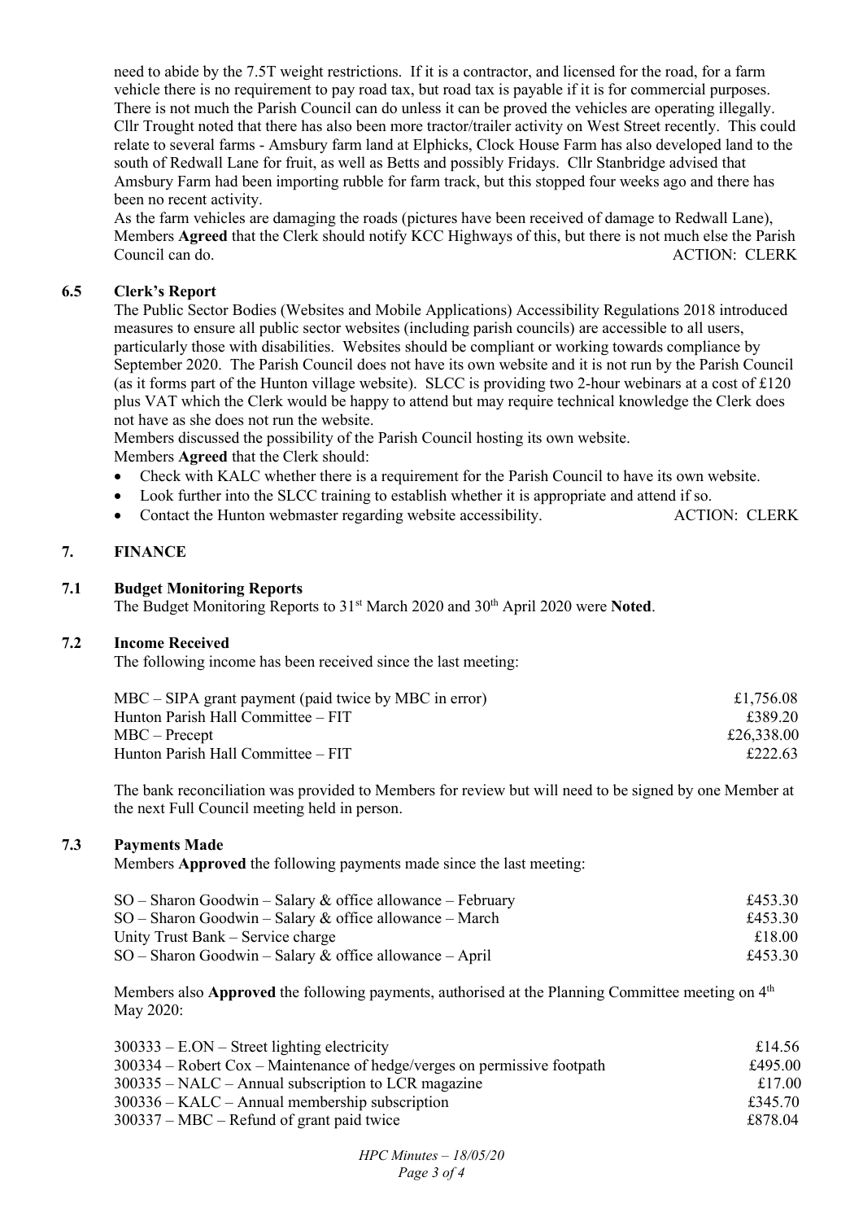need to abide by the 7.5T weight restrictions. If it is a contractor, and licensed for the road, for a farm vehicle there is no requirement to pay road tax, but road tax is payable if it is for commercial purposes. There is not much the Parish Council can do unless it can be proved the vehicles are operating illegally. Cllr Trought noted that there has also been more tractor/trailer activity on West Street recently. This could relate to several farms - Amsbury farm land at Elphicks, Clock House Farm has also developed land to the south of Redwall Lane for fruit, as well as Betts and possibly Fridays. Cllr Stanbridge advised that Amsbury Farm had been importing rubble for farm track, but this stopped four weeks ago and there has been no recent activity.

As the farm vehicles are damaging the roads (pictures have been received of damage to Redwall Lane), Members **Agreed** that the Clerk should notify KCC Highways of this, but there is not much else the Parish Council can do. ACTION: CLERK

### 6.5 Clerk's Report

The Public Sector Bodies (Websites and Mobile Applications) Accessibility Regulations 2018 introduced measures to ensure all public sector websites (including parish councils) are accessible to all users, particularly those with disabilities. Websites should be compliant or working towards compliance by September 2020. The Parish Council does not have its own website and it is not run by the Parish Council (as it forms part of the Hunton village website). SLCC is providing two 2-hour webinars at a cost of £120 plus VAT which the Clerk would be happy to attend but may require technical knowledge the Clerk does not have as she does not run the website.

Members discussed the possibility of the Parish Council hosting its own website.

Members **Agreed** that the Clerk should:

- Check with KALC whether there is a requirement for the Parish Council to have its own website.
- Look further into the SLCC training to establish whether it is appropriate and attend if so.
- Contact the Hunton webmaster regarding website accessibility. ACTION: CLERK

## 7. FINANCE

### 7.1 Budget Monitoring Reports

The Budget Monitoring Reports to 31st March 2020 and 30th April 2020 were **Noted**.

### 7.2 Income Received

The following income has been received since the last meeting:

| | |
|---|---|
| MBC – SIPA grant payment (paid twice by MBC in error) | £1,756.08 |
| Hunton Parish Hall Committee – FIT | £389.20 |
| MBC – Precept | £26,338.00 |
| Hunton Parish Hall Committee – FIT | £222.63 |

The bank reconciliation was provided to Members for review but will need to be signed by one Member at the next Full Council meeting held in person.

### 7.3 Payments Made

Members **Approved** the following payments made since the last meeting:

| | |
|---|---|
| SO – Sharon Goodwin – Salary & office allowance – February | £453.30 |
| SO – Sharon Goodwin – Salary & office allowance – March | £453.30 |
| Unity Trust Bank – Service charge | £18.00 |
| SO – Sharon Goodwin – Salary & office allowance – April | £453.30 |

Members also **Approved** the following payments, authorised at the Planning Committee meeting on 4th May 2020:

| | |
|---|---|
| 300333 – E.ON – Street lighting electricity | £14.56 |
| 300334 – Robert Cox – Maintenance of hedge/verges on permissive footpath | £495.00 |
| 300335 – NALC – Annual subscription to LCR magazine | £17.00 |
| 300336 – KALC – Annual membership subscription | £345.70 |
| 300337 – MBC – Refund of grant paid twice | £878.04 |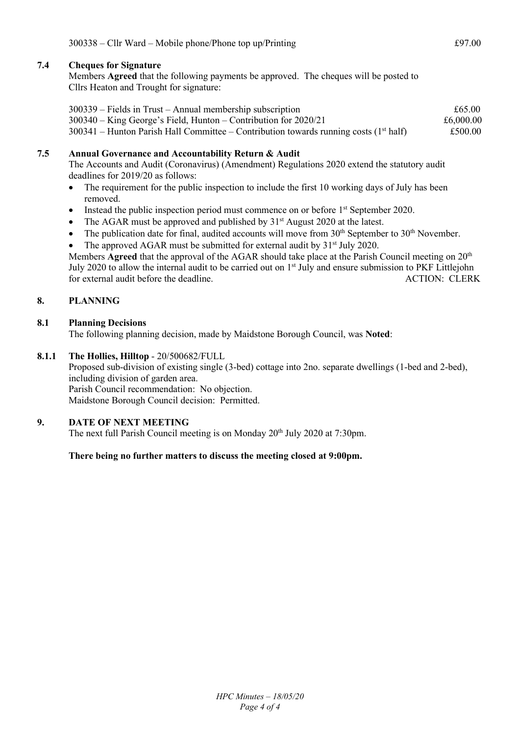300338 – Cllr Ward – Mobile phone/Phone top up/Printing £97.00

### 7.4 Cheques for Signature

Members **Agreed** that the following payments be approved. The cheques will be posted to Cllrs Heaton and Trought for signature:

| | |
|---|---|
| 300339 – Fields in Trust – Annual membership subscription | £65.00 |
| 300340 – King George's Field, Hunton – Contribution for 2020/21 | £6,000.00 |
| 300341 – Hunton Parish Hall Committee – Contribution towards running costs (1st half) | £500.00 |

### 7.5 Annual Governance and Accountability Return & Audit

The Accounts and Audit (Coronavirus) (Amendment) Regulations 2020 extend the statutory audit deadlines for 2019/20 as follows:

- The requirement for the public inspection to include the first 10 working days of July has been removed.
- Instead the public inspection period must commence on or before 1st September 2020.
- The AGAR must be approved and published by 31st August 2020 at the latest.
- The publication date for final, audited accounts will move from 30th September to 30th November.
- The approved AGAR must be submitted for external audit by 31st July 2020.

Members **Agreed** that the approval of the AGAR should take place at the Parish Council meeting on 20th July 2020 to allow the internal audit to be carried out on 1st July and ensure submission to PKF Littlejohn for external audit before the deadline. ACTION: CLERK

## 8. PLANNING

### 8.1 Planning Decisions

The following planning decision, made by Maidstone Borough Council, was **Noted**:

#### 8.1.1 The Hollies, Hilltop - 20/500682/FULL

Proposed sub-division of existing single (3-bed) cottage into 2no. separate dwellings (1-bed and 2-bed), including division of garden area.
Parish Council recommendation: No objection.
Maidstone Borough Council decision: Permitted.

## 9. DATE OF NEXT MEETING

The next full Parish Council meeting is on Monday 20th July 2020 at 7:30pm.

**There being no further matters to discuss the meeting closed at 9:00pm.**